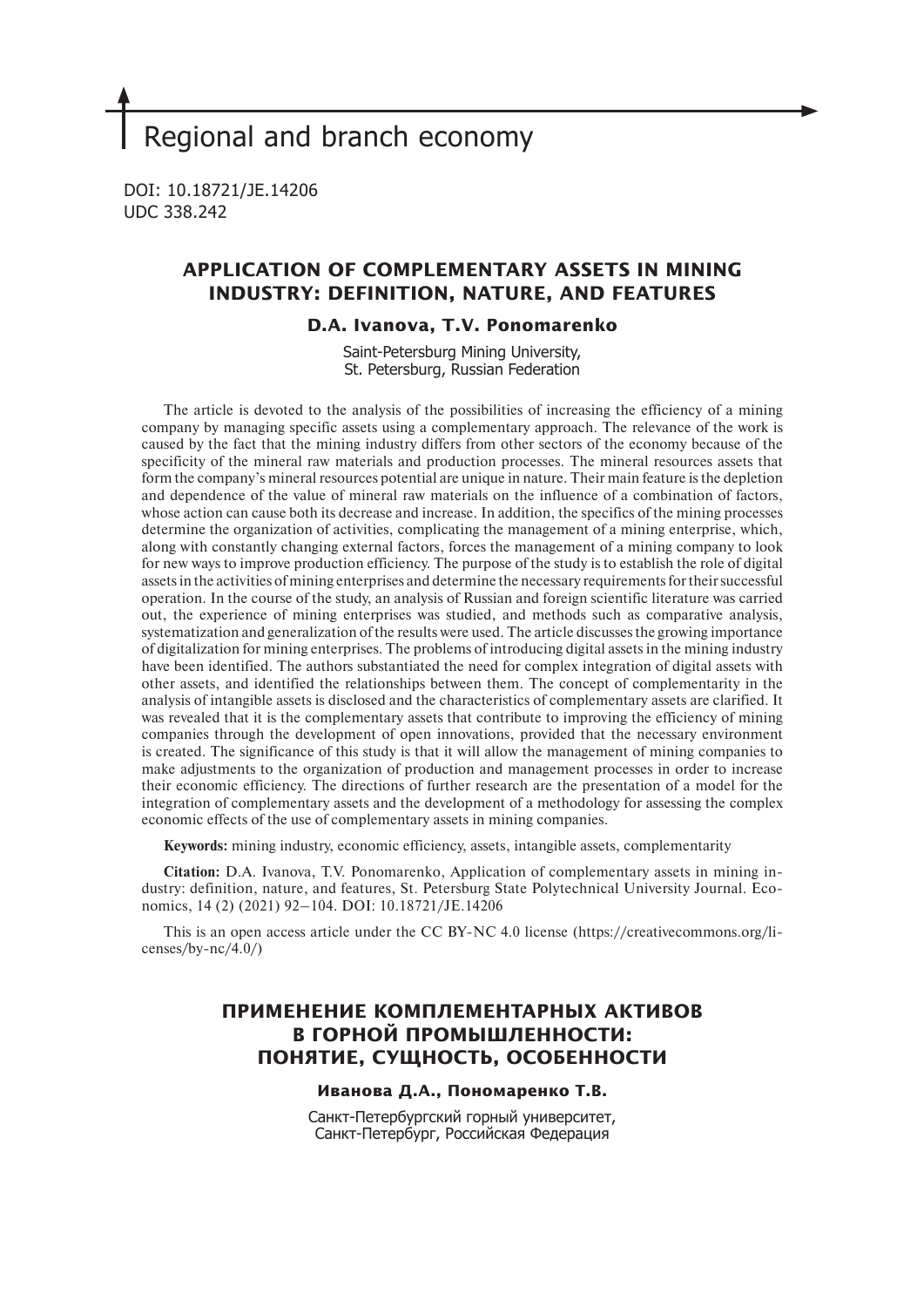# Regional and branch economy

DOI: 10.18721/JE.14206
UDC 338.242

## APPLICATION OF COMPLEMENTARY ASSETS IN MINING INDUSTRY: DEFINITION, NATURE, AND FEATURES

**D.A. Ivanova, T.V. Ponomarenko**

Saint-Petersburg Mining University,
St. Petersburg, Russian Federation

The article is devoted to the analysis of the possibilities of increasing the efficiency of a mining company by managing specific assets using a complementary approach. The relevance of the work is caused by the fact that the mining industry differs from other sectors of the economy because of the specificity of the mineral raw materials and production processes. The mineral resources assets that form the company's mineral resources potential are unique in nature. Their main feature is the depletion and dependence of the value of mineral raw materials on the influence of a combination of factors, whose action can cause both its decrease and increase. In addition, the specifics of the mining processes determine the organization of activities, complicating the management of a mining enterprise, which, along with constantly changing external factors, forces the management of a mining company to look for new ways to improve production efficiency. The purpose of the study is to establish the role of digital assets in the activities of mining enterprises and determine the necessary requirements for their successful operation. In the course of the study, an analysis of Russian and foreign scientific literature was carried out, the experience of mining enterprises was studied, and methods such as comparative analysis, systematization and generalization of the results were used. The article discusses the growing importance of digitalization for mining enterprises. The problems of introducing digital assets in the mining industry have been identified. The authors substantiated the need for complex integration of digital assets with other assets, and identified the relationships between them. The concept of complementarity in the analysis of intangible assets is disclosed and the characteristics of complementary assets are clarified. It was revealed that it is the complementary assets that contribute to improving the efficiency of mining companies through the development of open innovations, provided that the necessary environment is created. The significance of this study is that it will allow the management of mining companies to make adjustments to the organization of production and management processes in order to increase their economic efficiency. The directions of further research are the presentation of a model for the integration of complementary assets and the development of a methodology for assessing the complex economic effects of the use of complementary assets in mining companies.

**Keywords:** mining industry, economic efficiency, assets, intangible assets, complementarity

**Citation:** D.A. Ivanova, T.V. Ponomarenko, Application of complementary assets in mining industry: definition, nature, and features, St. Petersburg State Polytechnical University Journal. Economics, 14 (2) (2021) 92–104. DOI: 10.18721/JE.14206

This is an open access article under the CC BY-NC 4.0 license (https://creativecommons.org/licenses/by-nc/4.0/)

## ПРИМЕНЕНИЕ КОМПЛЕМЕНТАРНЫХ АКТИВОВ В ГОРНОЙ ПРОМЫШЛЕННОСТИ: ПОНЯТИЕ, СУЩНОСТЬ, ОСОБЕННОСТИ

**Иванова Д.А., Пономаренко Т.В.**

Санкт-Петербургский горный университет,
Санкт-Петербург, Российская Федерация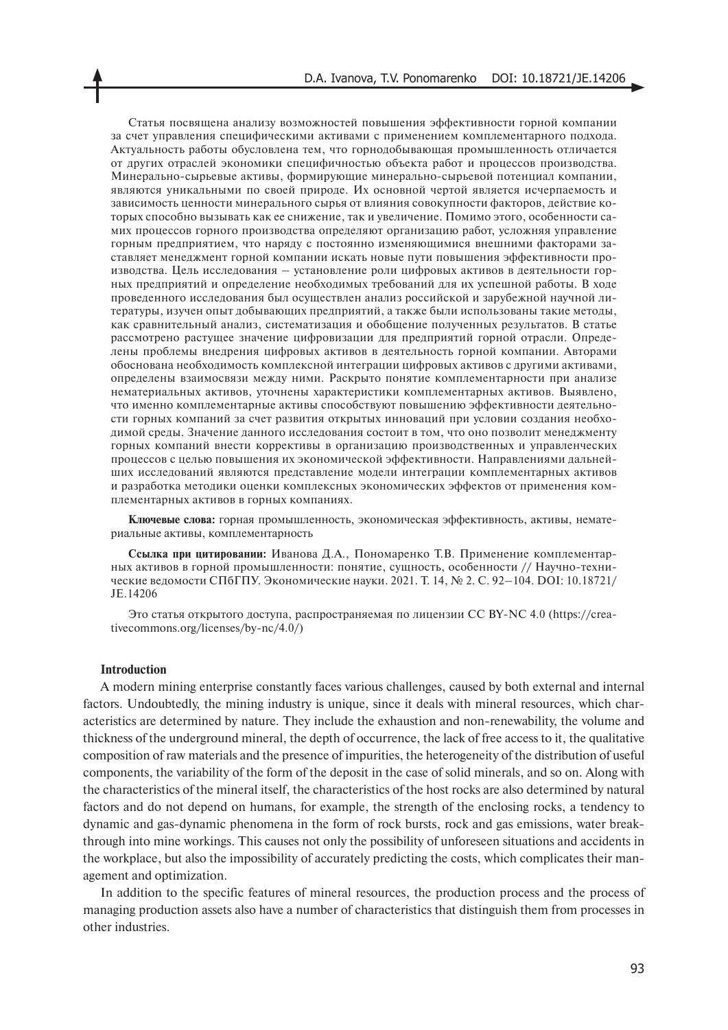Статья посвящена анализу возможностей повышения эффективности горной компании за счет управления специфическими активами с применением комплементарного подхода. Актуальность работы обусловлена тем, что горнодобывающая промышленность отличается от других отраслей экономики специфичностью объекта работ и процессов производства. Минерально-сырьевые активы, формирующие минерально-сырьевой потенциал компании, являются уникальными по своей природе. Их основной чертой является исчерпаемость и зависимость ценности минерального сырья от влияния совокупности факторов, действие которых способно вызывать как ее снижение, так и увеличение. Помимо этого, особенности самих процессов горного производства определяют организацию работ, усложняя управление горным предприятием, что наряду с постоянно изменяющимися внешними факторами заставляет менеджмент горной компании искать новые пути повышения эффективности производства. Цель исследования – установление роли цифровых активов в деятельности горных предприятий и определение необходимых требований для их успешной работы. В ходе проведенного исследования был осуществлен анализ российской и зарубежной научной литературы, изучен опыт добывающих предприятий, а также были использованы такие методы, как сравнительный анализ, систематизация и обобщение полученных результатов. В статье рассмотрено растущее значение цифровизации для предприятий горной отрасли. Определены проблемы внедрения цифровых активов в деятельность горной компании. Авторами обоснована необходимость комплексной интеграции цифровых активов с другими активами, определены взаимосвязи между ними. Раскрыто понятие комплементарности при анализе нематериальных активов, уточнены характеристики комплементарных активов. Выявлено, что именно комплементарные активы способствуют повышению эффективности деятельности горных компаний за счет развития открытых инноваций при условии создания необходимой среды. Значение данного исследования состоит в том, что оно позволит менеджменту горных компаний внести коррективы в организацию производственных и управленческих процессов с целью повышения их экономической эффективности. Направлениями дальнейших исследований являются представление модели интеграции комплементарных активов и разработка методики оценки комплексных экономических эффектов от применения комплементарных активов в горных компаниях.

**Ключевые слова:** горная промышленность, экономическая эффективность, активы, нематериальные активы, комплементарность

**Ссылка при цитировании:** Иванова Д.А., Пономаренко Т.В. Применение комплементарных активов в горной промышленности: понятие, сущность, особенности // Научно-технические ведомости СПбГПУ. Экономические науки. 2021. Т. 14, № 2. С. 92–104. DOI: 10.18721/JE.14206

Это статья открытого доступа, распространяемая по лицензии CC BY-NC 4.0 (https://creativecommons.org/licenses/by-nc/4.0/)

## Introduction

A modern mining enterprise constantly faces various challenges, caused by both external and internal factors. Undoubtedly, the mining industry is unique, since it deals with mineral resources, which characteristics are determined by nature. They include the exhaustion and non-renewability, the volume and thickness of the underground mineral, the depth of occurrence, the lack of free access to it, the qualitative composition of raw materials and the presence of impurities, the heterogeneity of the distribution of useful components, the variability of the form of the deposit in the case of solid minerals, and so on. Along with the characteristics of the mineral itself, the characteristics of the host rocks are also determined by natural factors and do not depend on humans, for example, the strength of the enclosing rocks, a tendency to dynamic and gas-dynamic phenomena in the form of rock bursts, rock and gas emissions, water breakthrough into mine workings. This causes not only the possibility of unforeseen situations and accidents in the workplace, but also the impossibility of accurately predicting the costs, which complicates their management and optimization.

In addition to the specific features of mineral resources, the production process and the process of managing production assets also have a number of characteristics that distinguish them from processes in other industries.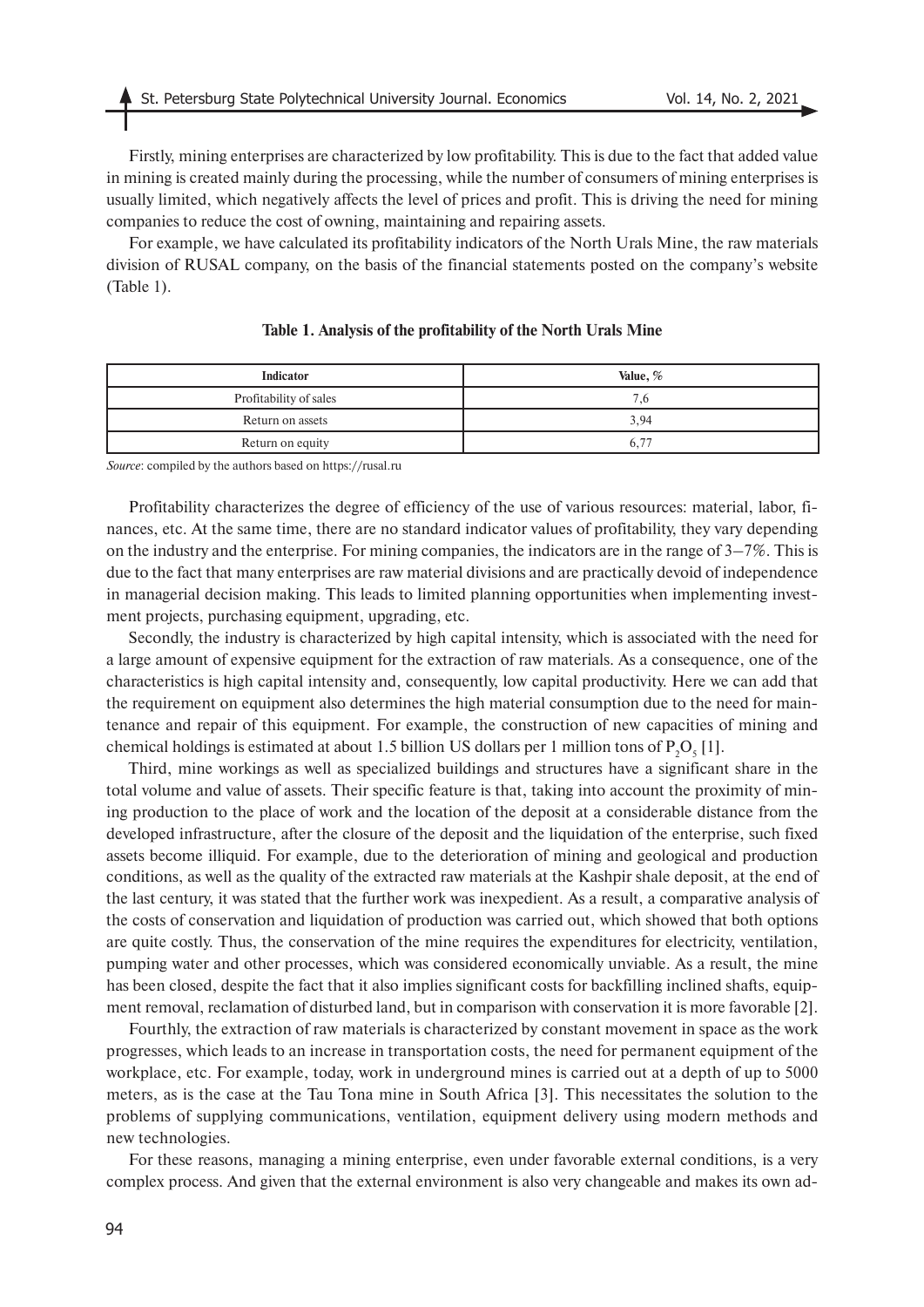Firstly, mining enterprises are characterized by low profitability. This is due to the fact that added value in mining is created mainly during the processing, while the number of consumers of mining enterprises is usually limited, which negatively affects the level of prices and profit. This is driving the need for mining companies to reduce the cost of owning, maintaining and repairing assets.

For example, we have calculated its profitability indicators of the North Urals Mine, the raw materials division of RUSAL company, on the basis of the financial statements posted on the company's website (Table 1).

**Table 1. Analysis of the profitability of the North Urals Mine**

| Indicator | Value, % |
|---|---|
| Profitability of sales | 7,6 |
| Return on assets | 3,94 |
| Return on equity | 6,77 |

*Source*: compiled by the authors based on https://rusal.ru

Profitability characterizes the degree of efficiency of the use of various resources: material, labor, finances, etc. At the same time, there are no standard indicator values of profitability, they vary depending on the industry and the enterprise. For mining companies, the indicators are in the range of 3–7%. This is due to the fact that many enterprises are raw material divisions and are practically devoid of independence in managerial decision making. This leads to limited planning opportunities when implementing investment projects, purchasing equipment, upgrading, etc.

Secondly, the industry is characterized by high capital intensity, which is associated with the need for a large amount of expensive equipment for the extraction of raw materials. As a consequence, one of the characteristics is high capital intensity and, consequently, low capital productivity. Here we can add that the requirement on equipment also determines the high material consumption due to the need for maintenance and repair of this equipment. For example, the construction of new capacities of mining and chemical holdings is estimated at about 1.5 billion US dollars per 1 million tons of $P_2O_5$ [1].

Third, mine workings as well as specialized buildings and structures have a significant share in the total volume and value of assets. Their specific feature is that, taking into account the proximity of mining production to the place of work and the location of the deposit at a considerable distance from the developed infrastructure, after the closure of the deposit and the liquidation of the enterprise, such fixed assets become illiquid. For example, due to the deterioration of mining and geological and production conditions, as well as the quality of the extracted raw materials at the Kashpir shale deposit, at the end of the last century, it was stated that the further work was inexpedient. As a result, a comparative analysis of the costs of conservation and liquidation of production was carried out, which showed that both options are quite costly. Thus, the conservation of the mine requires the expenditures for electricity, ventilation, pumping water and other processes, which was considered economically unviable. As a result, the mine has been closed, despite the fact that it also implies significant costs for backfilling inclined shafts, equipment removal, reclamation of disturbed land, but in comparison with conservation it is more favorable [2].

Fourthly, the extraction of raw materials is characterized by constant movement in space as the work progresses, which leads to an increase in transportation costs, the need for permanent equipment of the workplace, etc. For example, today, work in underground mines is carried out at a depth of up to 5000 meters, as is the case at the Tau Tona mine in South Africa [3]. This necessitates the solution to the problems of supplying communications, ventilation, equipment delivery using modern methods and new technologies.

For these reasons, managing a mining enterprise, even under favorable external conditions, is a very complex process. And given that the external environment is also very changeable and makes its own ad-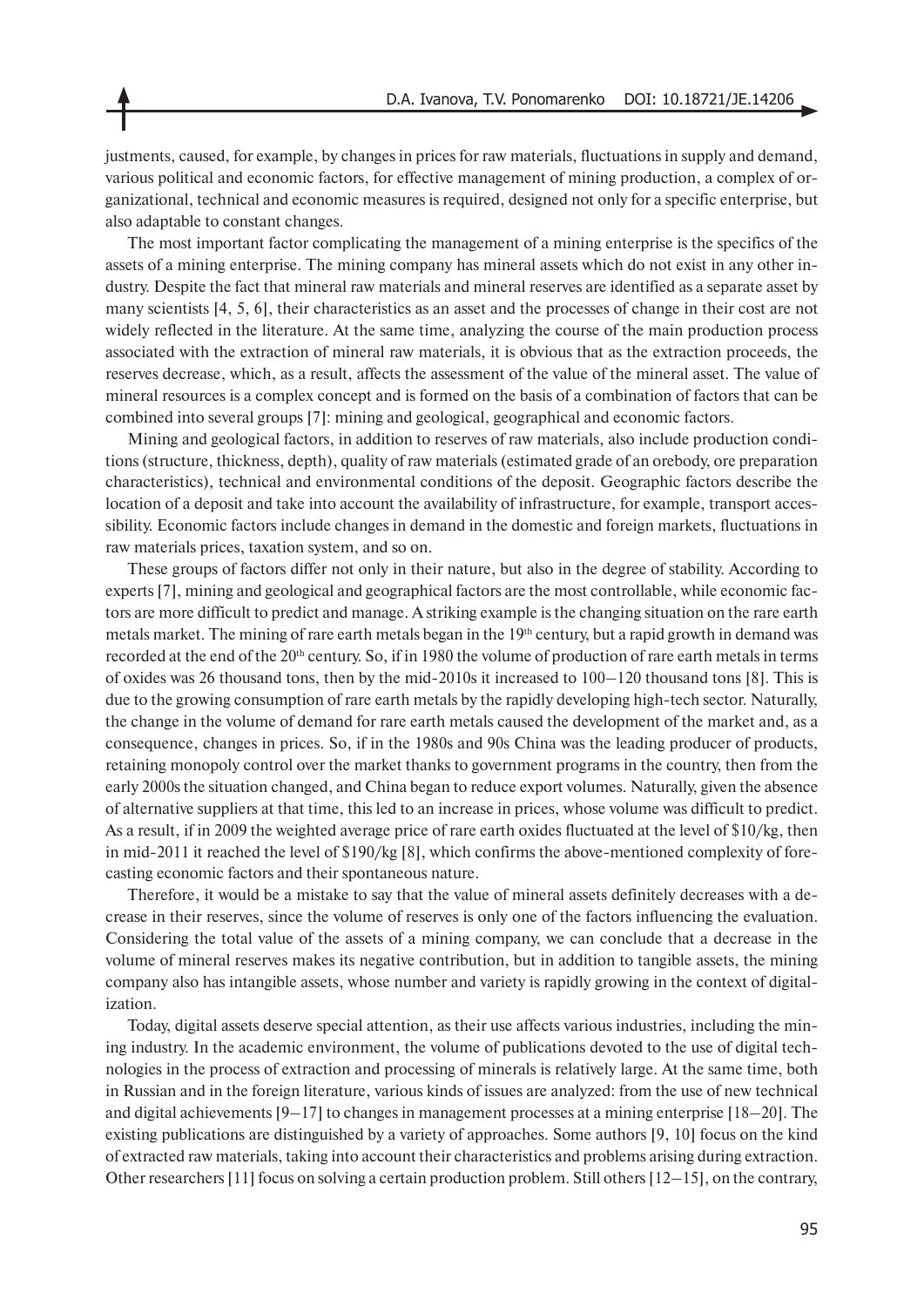justments, caused, for example, by changes in prices for raw materials, fluctuations in supply and demand, various political and economic factors, for effective management of mining production, a complex of organizational, technical and economic measures is required, designed not only for a specific enterprise, but also adaptable to constant changes.

The most important factor complicating the management of a mining enterprise is the specifics of the assets of a mining enterprise. The mining company has mineral assets which do not exist in any other industry. Despite the fact that mineral raw materials and mineral reserves are identified as a separate asset by many scientists [4, 5, 6], their characteristics as an asset and the processes of change in their cost are not widely reflected in the literature. At the same time, analyzing the course of the main production process associated with the extraction of mineral raw materials, it is obvious that as the extraction proceeds, the reserves decrease, which, as a result, affects the assessment of the value of the mineral asset. The value of mineral resources is a complex concept and is formed on the basis of a combination of factors that can be combined into several groups [7]: mining and geological, geographical and economic factors.

Mining and geological factors, in addition to reserves of raw materials, also include production conditions (structure, thickness, depth), quality of raw materials (estimated grade of an orebody, ore preparation characteristics), technical and environmental conditions of the deposit. Geographic factors describe the location of a deposit and take into account the availability of infrastructure, for example, transport accessibility. Economic factors include changes in demand in the domestic and foreign markets, fluctuations in raw materials prices, taxation system, and so on.

These groups of factors differ not only in their nature, but also in the degree of stability. According to experts [7], mining and geological and geographical factors are the most controllable, while economic factors are more difficult to predict and manage. A striking example is the changing situation on the rare earth metals market. The mining of rare earth metals began in the 19th century, but a rapid growth in demand was recorded at the end of the 20th century. So, if in 1980 the volume of production of rare earth metals in terms of oxides was 26 thousand tons, then by the mid-2010s it increased to 100–120 thousand tons [8]. This is due to the growing consumption of rare earth metals by the rapidly developing high-tech sector. Naturally, the change in the volume of demand for rare earth metals caused the development of the market and, as a consequence, changes in prices. So, if in the 1980s and 90s China was the leading producer of products, retaining monopoly control over the market thanks to government programs in the country, then from the early 2000s the situation changed, and China began to reduce export volumes. Naturally, given the absence of alternative suppliers at that time, this led to an increase in prices, whose volume was difficult to predict. As a result, if in 2009 the weighted average price of rare earth oxides fluctuated at the level of $10/kg, then in mid-2011 it reached the level of $190/kg [8], which confirms the above-mentioned complexity of forecasting economic factors and their spontaneous nature.

Therefore, it would be a mistake to say that the value of mineral assets definitely decreases with a decrease in their reserves, since the volume of reserves is only one of the factors influencing the evaluation. Considering the total value of the assets of a mining company, we can conclude that a decrease in the volume of mineral reserves makes its negative contribution, but in addition to tangible assets, the mining company also has intangible assets, whose number and variety is rapidly growing in the context of digitalization.

Today, digital assets deserve special attention, as their use affects various industries, including the mining industry. In the academic environment, the volume of publications devoted to the use of digital technologies in the process of extraction and processing of minerals is relatively large. At the same time, both in Russian and in the foreign literature, various kinds of issues are analyzed: from the use of new technical and digital achievements [9–17] to changes in management processes at a mining enterprise [18–20]. The existing publications are distinguished by a variety of approaches. Some authors [9, 10] focus on the kind of extracted raw materials, taking into account their characteristics and problems arising during extraction. Other researchers [11] focus on solving a certain production problem. Still others [12–15], on the contrary,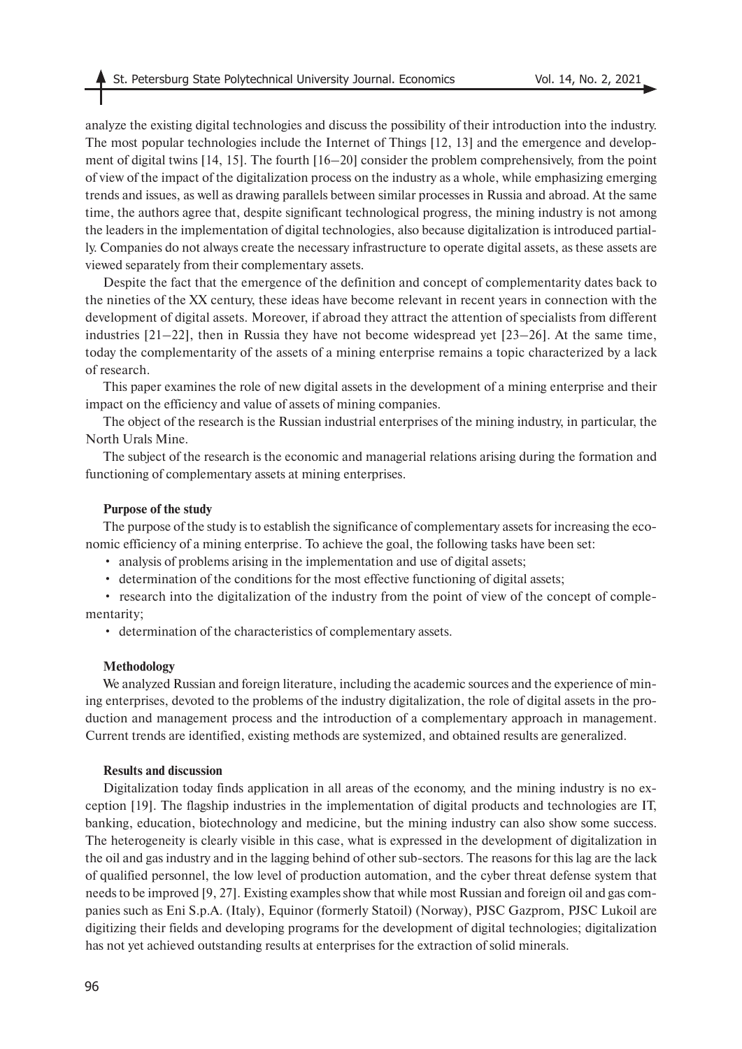analyze the existing digital technologies and discuss the possibility of their introduction into the industry. The most popular technologies include the Internet of Things [12, 13] and the emergence and development of digital twins [14, 15]. The fourth [16–20] consider the problem comprehensively, from the point of view of the impact of the digitalization process on the industry as a whole, while emphasizing emerging trends and issues, as well as drawing parallels between similar processes in Russia and abroad. At the same time, the authors agree that, despite significant technological progress, the mining industry is not among the leaders in the implementation of digital technologies, also because digitalization is introduced partially. Companies do not always create the necessary infrastructure to operate digital assets, as these assets are viewed separately from their complementary assets.

Despite the fact that the emergence of the definition and concept of complementarity dates back to the nineties of the XX century, these ideas have become relevant in recent years in connection with the development of digital assets. Moreover, if abroad they attract the attention of specialists from different industries [21–22], then in Russia they have not become widespread yet [23–26]. At the same time, today the complementarity of the assets of a mining enterprise remains a topic characterized by a lack of research.

This paper examines the role of new digital assets in the development of a mining enterprise and their impact on the efficiency and value of assets of mining companies.

The object of the research is the Russian industrial enterprises of the mining industry, in particular, the North Urals Mine.

The subject of the research is the economic and managerial relations arising during the formation and functioning of complementary assets at mining enterprises.

**Purpose of the study**

The purpose of the study is to establish the significance of complementary assets for increasing the economic efficiency of a mining enterprise. To achieve the goal, the following tasks have been set:

- analysis of problems arising in the implementation and use of digital assets;
- determination of the conditions for the most effective functioning of digital assets;
- research into the digitalization of the industry from the point of view of the concept of complementarity;
- determination of the characteristics of complementary assets.

**Methodology**

We analyzed Russian and foreign literature, including the academic sources and the experience of mining enterprises, devoted to the problems of the industry digitalization, the role of digital assets in the production and management process and the introduction of a complementary approach in management. Current trends are identified, existing methods are systemized, and obtained results are generalized.

**Results and discussion**

Digitalization today finds application in all areas of the economy, and the mining industry is no exception [19]. The flagship industries in the implementation of digital products and technologies are IT, banking, education, biotechnology and medicine, but the mining industry can also show some success. The heterogeneity is clearly visible in this case, what is expressed in the development of digitalization in the oil and gas industry and in the lagging behind of other sub-sectors. The reasons for this lag are the lack of qualified personnel, the low level of production automation, and the cyber threat defense system that needs to be improved [9, 27]. Existing examples show that while most Russian and foreign oil and gas companies such as Eni S.p.A. (Italy), Equinor (formerly Statoil) (Norway), PJSC Gazprom, PJSC Lukoil are digitizing their fields and developing programs for the development of digital technologies; digitalization has not yet achieved outstanding results at enterprises for the extraction of solid minerals.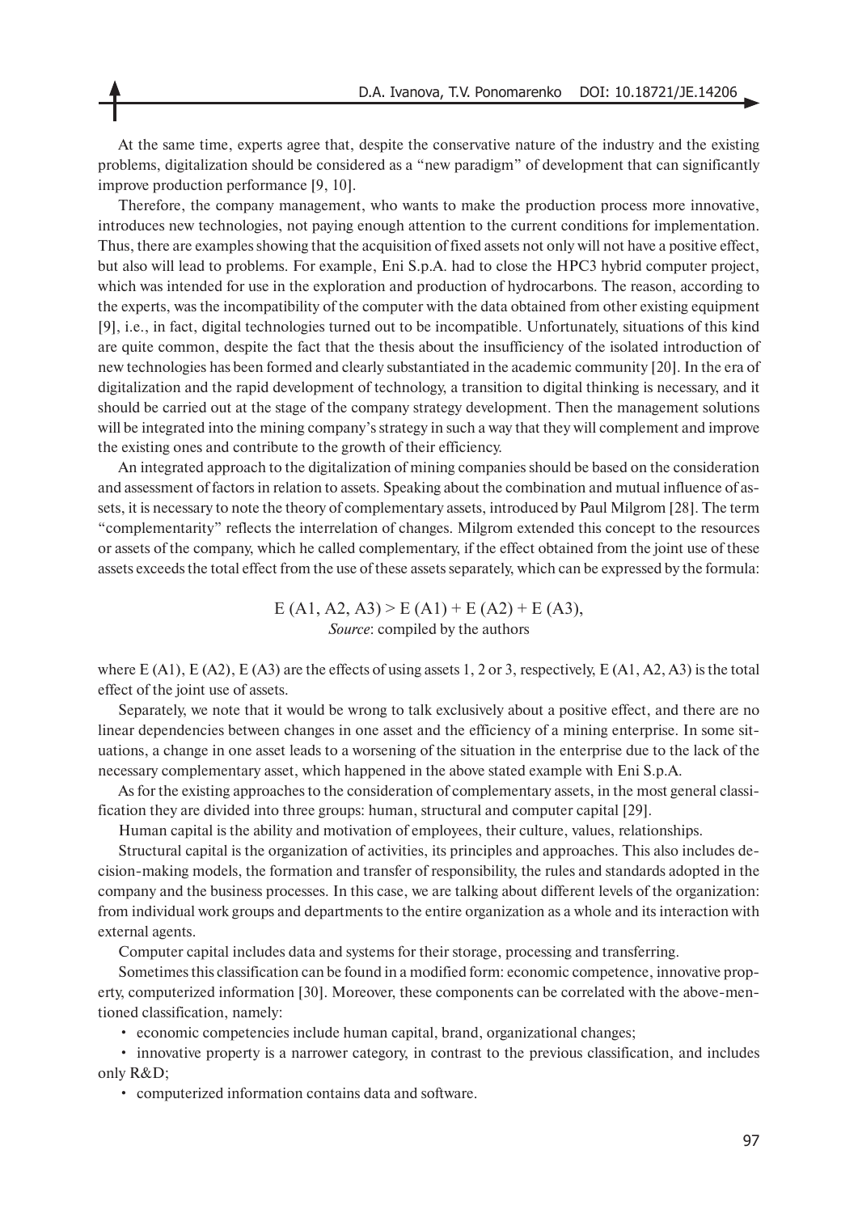At the same time, experts agree that, despite the conservative nature of the industry and the existing problems, digitalization should be considered as a "new paradigm" of development that can significantly improve production performance [9, 10].

Therefore, the company management, who wants to make the production process more innovative, introduces new technologies, not paying enough attention to the current conditions for implementation. Thus, there are examples showing that the acquisition of fixed assets not only will not have a positive effect, but also will lead to problems. For example, Eni S.p.A. had to close the HPC3 hybrid computer project, which was intended for use in the exploration and production of hydrocarbons. The reason, according to the experts, was the incompatibility of the computer with the data obtained from other existing equipment [9], i.e., in fact, digital technologies turned out to be incompatible. Unfortunately, situations of this kind are quite common, despite the fact that the thesis about the insufficiency of the isolated introduction of new technologies has been formed and clearly substantiated in the academic community [20]. In the era of digitalization and the rapid development of technology, a transition to digital thinking is necessary, and it should be carried out at the stage of the company strategy development. Then the management solutions will be integrated into the mining company's strategy in such a way that they will complement and improve the existing ones and contribute to the growth of their efficiency.

An integrated approach to the digitalization of mining companies should be based on the consideration and assessment of factors in relation to assets. Speaking about the combination and mutual influence of assets, it is necessary to note the theory of complementary assets, introduced by Paul Milgrom [28]. The term "complementarity" reflects the interrelation of changes. Milgrom extended this concept to the resources or assets of the company, which he called complementary, if the effect obtained from the joint use of these assets exceeds the total effect from the use of these assets separately, which can be expressed by the formula:

$$E\,(A1, A2, A3) > E\,(A1) + E\,(A2) + E\,(A3),$$

*Source*: compiled by the authors

where E (A1), E (A2), E (A3) are the effects of using assets 1, 2 or 3, respectively, E (A1, A2, A3) is the total effect of the joint use of assets.

Separately, we note that it would be wrong to talk exclusively about a positive effect, and there are no linear dependencies between changes in one asset and the efficiency of a mining enterprise. In some situations, a change in one asset leads to a worsening of the situation in the enterprise due to the lack of the necessary complementary asset, which happened in the above stated example with Eni S.p.A.

As for the existing approaches to the consideration of complementary assets, in the most general classification they are divided into three groups: human, structural and computer capital [29].

Human capital is the ability and motivation of employees, their culture, values, relationships.

Structural capital is the organization of activities, its principles and approaches. This also includes decision-making models, the formation and transfer of responsibility, the rules and standards adopted in the company and the business processes. In this case, we are talking about different levels of the organization: from individual work groups and departments to the entire organization as a whole and its interaction with external agents.

Computer capital includes data and systems for their storage, processing and transferring.

Sometimes this classification can be found in a modified form: economic competence, innovative property, computerized information [30]. Moreover, these components can be correlated with the above-mentioned classification, namely:

- economic competencies include human capital, brand, organizational changes;
- innovative property is a narrower category, in contrast to the previous classification, and includes only R&D;
- computerized information contains data and software.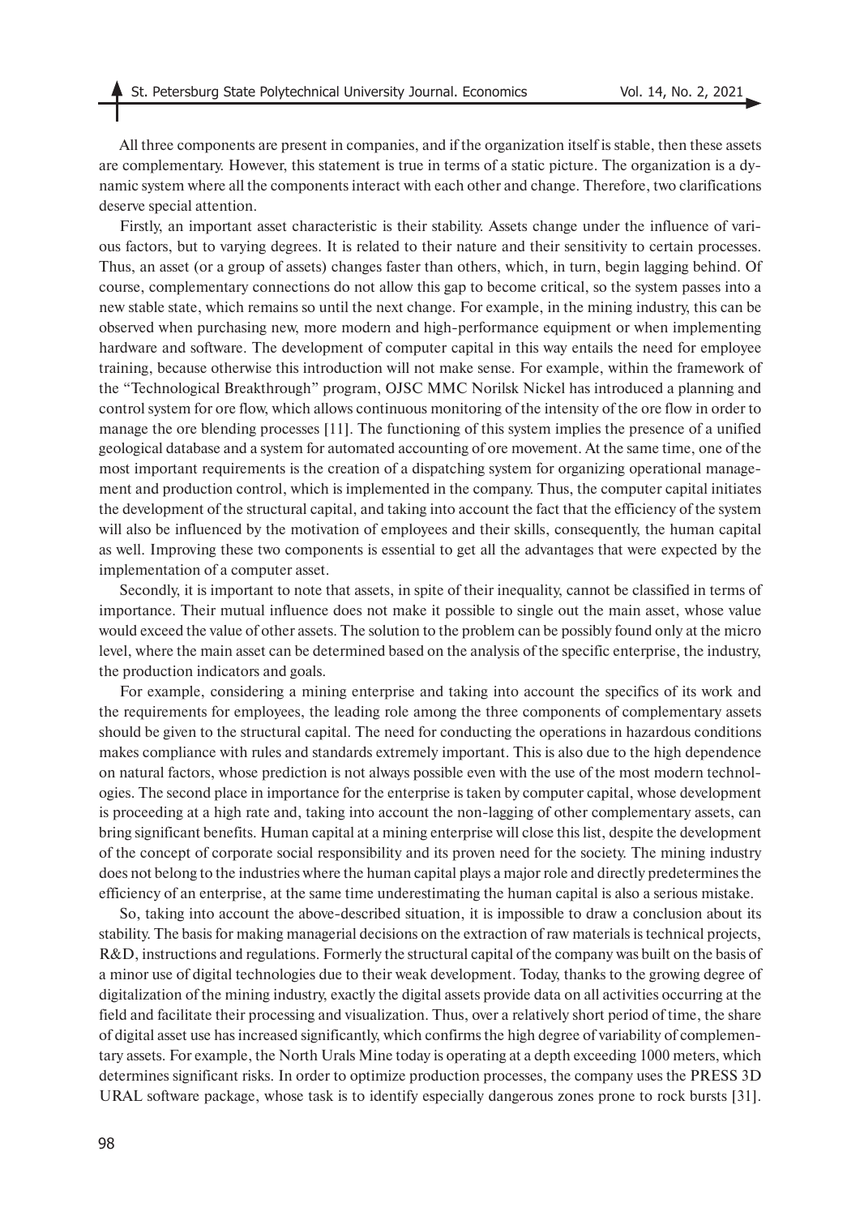All three components are present in companies, and if the organization itself is stable, then these assets are complementary. However, this statement is true in terms of a static picture. The organization is a dynamic system where all the components interact with each other and change. Therefore, two clarifications deserve special attention.

Firstly, an important asset characteristic is their stability. Assets change under the influence of various factors, but to varying degrees. It is related to their nature and their sensitivity to certain processes. Thus, an asset (or a group of assets) changes faster than others, which, in turn, begin lagging behind. Of course, complementary connections do not allow this gap to become critical, so the system passes into a new stable state, which remains so until the next change. For example, in the mining industry, this can be observed when purchasing new, more modern and high-performance equipment or when implementing hardware and software. The development of computer capital in this way entails the need for employee training, because otherwise this introduction will not make sense. For example, within the framework of the "Technological Breakthrough" program, OJSC MMC Norilsk Nickel has introduced a planning and control system for ore flow, which allows continuous monitoring of the intensity of the ore flow in order to manage the ore blending processes [11]. The functioning of this system implies the presence of a unified geological database and a system for automated accounting of ore movement. At the same time, one of the most important requirements is the creation of a dispatching system for organizing operational management and production control, which is implemented in the company. Thus, the computer capital initiates the development of the structural capital, and taking into account the fact that the efficiency of the system will also be influenced by the motivation of employees and their skills, consequently, the human capital as well. Improving these two components is essential to get all the advantages that were expected by the implementation of a computer asset.

Secondly, it is important to note that assets, in spite of their inequality, cannot be classified in terms of importance. Their mutual influence does not make it possible to single out the main asset, whose value would exceed the value of other assets. The solution to the problem can be possibly found only at the micro level, where the main asset can be determined based on the analysis of the specific enterprise, the industry, the production indicators and goals.

For example, considering a mining enterprise and taking into account the specifics of its work and the requirements for employees, the leading role among the three components of complementary assets should be given to the structural capital. The need for conducting the operations in hazardous conditions makes compliance with rules and standards extremely important. This is also due to the high dependence on natural factors, whose prediction is not always possible even with the use of the most modern technologies. The second place in importance for the enterprise is taken by computer capital, whose development is proceeding at a high rate and, taking into account the non-lagging of other complementary assets, can bring significant benefits. Human capital at a mining enterprise will close this list, despite the development of the concept of corporate social responsibility and its proven need for the society. The mining industry does not belong to the industries where the human capital plays a major role and directly predetermines the efficiency of an enterprise, at the same time underestimating the human capital is also a serious mistake.

So, taking into account the above-described situation, it is impossible to draw a conclusion about its stability. The basis for making managerial decisions on the extraction of raw materials is technical projects, R&D, instructions and regulations. Formerly the structural capital of the company was built on the basis of a minor use of digital technologies due to their weak development. Today, thanks to the growing degree of digitalization of the mining industry, exactly the digital assets provide data on all activities occurring at the field and facilitate their processing and visualization. Thus, over a relatively short period of time, the share of digital asset use has increased significantly, which confirms the high degree of variability of complementary assets. For example, the North Urals Mine today is operating at a depth exceeding 1000 meters, which determines significant risks. In order to optimize production processes, the company uses the PRESS 3D URAL software package, whose task is to identify especially dangerous zones prone to rock bursts [31].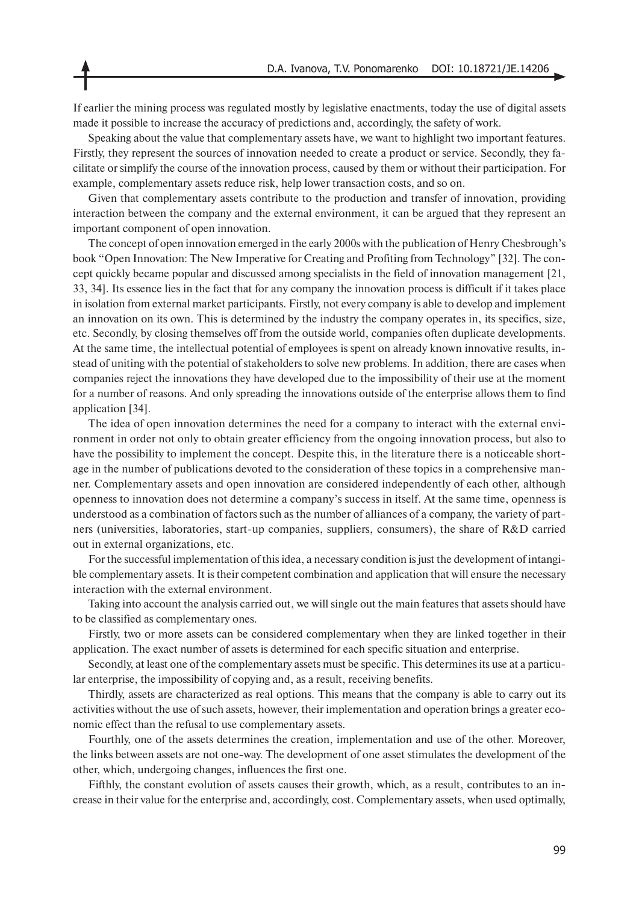If earlier the mining process was regulated mostly by legislative enactments, today the use of digital assets made it possible to increase the accuracy of predictions and, accordingly, the safety of work.

Speaking about the value that complementary assets have, we want to highlight two important features. Firstly, they represent the sources of innovation needed to create a product or service. Secondly, they facilitate or simplify the course of the innovation process, caused by them or without their participation. For example, complementary assets reduce risk, help lower transaction costs, and so on.

Given that complementary assets contribute to the production and transfer of innovation, providing interaction between the company and the external environment, it can be argued that they represent an important component of open innovation.

The concept of open innovation emerged in the early 2000s with the publication of Henry Chesbrough's book "Open Innovation: The New Imperative for Creating and Profiting from Technology" [32]. The concept quickly became popular and discussed among specialists in the field of innovation management [21, 33, 34]. Its essence lies in the fact that for any company the innovation process is difficult if it takes place in isolation from external market participants. Firstly, not every company is able to develop and implement an innovation on its own. This is determined by the industry the company operates in, its specifics, size, etc. Secondly, by closing themselves off from the outside world, companies often duplicate developments. At the same time, the intellectual potential of employees is spent on already known innovative results, instead of uniting with the potential of stakeholders to solve new problems. In addition, there are cases when companies reject the innovations they have developed due to the impossibility of their use at the moment for a number of reasons. And only spreading the innovations outside of the enterprise allows them to find application [34].

The idea of open innovation determines the need for a company to interact with the external environment in order not only to obtain greater efficiency from the ongoing innovation process, but also to have the possibility to implement the concept. Despite this, in the literature there is a noticeable shortage in the number of publications devoted to the consideration of these topics in a comprehensive manner. Complementary assets and open innovation are considered independently of each other, although openness to innovation does not determine a company's success in itself. At the same time, openness is understood as a combination of factors such as the number of alliances of a company, the variety of partners (universities, laboratories, start-up companies, suppliers, consumers), the share of R&D carried out in external organizations, etc.

For the successful implementation of this idea, a necessary condition is just the development of intangible complementary assets. It is their competent combination and application that will ensure the necessary interaction with the external environment.

Taking into account the analysis carried out, we will single out the main features that assets should have to be classified as complementary ones.

Firstly, two or more assets can be considered complementary when they are linked together in their application. The exact number of assets is determined for each specific situation and enterprise.

Secondly, at least one of the complementary assets must be specific. This determines its use at a particular enterprise, the impossibility of copying and, as a result, receiving benefits.

Thirdly, assets are characterized as real options. This means that the company is able to carry out its activities without the use of such assets, however, their implementation and operation brings a greater economic effect than the refusal to use complementary assets.

Fourthly, one of the assets determines the creation, implementation and use of the other. Moreover, the links between assets are not one-way. The development of one asset stimulates the development of the other, which, undergoing changes, influences the first one.

Fifthly, the constant evolution of assets causes their growth, which, as a result, contributes to an increase in their value for the enterprise and, accordingly, cost. Complementary assets, when used optimally,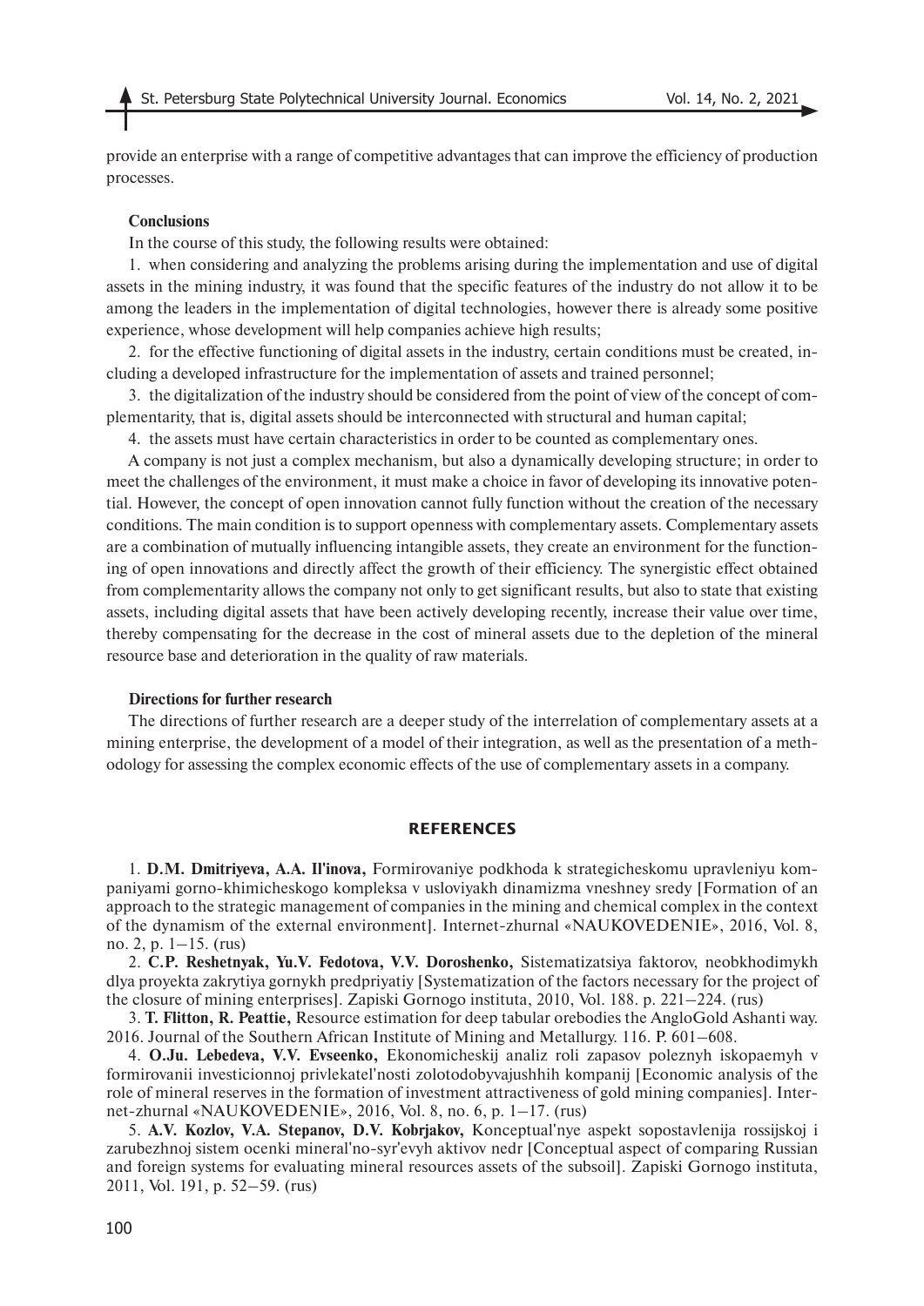provide an enterprise with a range of competitive advantages that can improve the efficiency of production processes.

**Conclusions**

In the course of this study, the following results were obtained:

1. when considering and analyzing the problems arising during the implementation and use of digital assets in the mining industry, it was found that the specific features of the industry do not allow it to be among the leaders in the implementation of digital technologies, however there is already some positive experience, whose development will help companies achieve high results;

2. for the effective functioning of digital assets in the industry, certain conditions must be created, including a developed infrastructure for the implementation of assets and trained personnel;

3. the digitalization of the industry should be considered from the point of view of the concept of complementarity, that is, digital assets should be interconnected with structural and human capital;

4. the assets must have certain characteristics in order to be counted as complementary ones.

A company is not just a complex mechanism, but also a dynamically developing structure; in order to meet the challenges of the environment, it must make a choice in favor of developing its innovative potential. However, the concept of open innovation cannot fully function without the creation of the necessary conditions. The main condition is to support openness with complementary assets. Complementary assets are a combination of mutually influencing intangible assets, they create an environment for the functioning of open innovations and directly affect the growth of their efficiency. The synergistic effect obtained from complementarity allows the company not only to get significant results, but also to state that existing assets, including digital assets that have been actively developing recently, increase their value over time, thereby compensating for the decrease in the cost of mineral assets due to the depletion of the mineral resource base and deterioration in the quality of raw materials.

**Directions for further research**

The directions of further research are a deeper study of the interrelation of complementary assets at a mining enterprise, the development of a model of their integration, as well as the presentation of a methodology for assessing the complex economic effects of the use of complementary assets in a company.

## REFERENCES

1. **D.M. Dmitriyeva, A.A. Il'inova,** Formirovaniye podkhoda k strategicheskomu upravleniyu kompaniyami gorno-khimicheskogo kompleksa v usloviyakh dinamizma vneshney sredy [Formation of an approach to the strategic management of companies in the mining and chemical complex in the context of the dynamism of the external environment]. Internet-zhurnal «NAUKOVEDENIE», 2016, Vol. 8, no. 2, p. 1–15. (rus)

2. **C.P. Reshetnyak, Yu.V. Fedotova, V.V. Doroshenko,** Sistematizatsiya faktorov, neobkhodimykh dlya proyekta zakrytiya gornykh predpriyatiy [Systematization of the factors necessary for the project of the closure of mining enterprises]. Zapiski Gornogo instituta, 2010, Vol. 188. p. 221–224. (rus)

3. **T. Flitton, R. Peattie,** Resource estimation for deep tabular orebodies the AngloGold Ashanti way. 2016. Journal of the Southern African Institute of Mining and Metallurgy. 116. P. 601–608.

4. **O.Ju. Lebedeva, V.V. Evseenko,** Ekonomicheskij analiz roli zapasov poleznyh iskopaemyh v formirovanii investicionnoj privlekatel'nosti zolotodobyvajushhih kompanij [Economic analysis of the role of mineral reserves in the formation of investment attractiveness of gold mining companies]. Internet-zhurnal «NAUKOVEDENIE», 2016, Vol. 8, no. 6, p. 1–17. (rus)

5. **A.V. Kozlov, V.A. Stepanov, D.V. Kobrjakov,** Konceptual'nye aspekt sopostavlenija rossijskoj i zarubezhnoj sistem ocenki mineral'no-syr'evyh aktivov nedr [Conceptual aspect of comparing Russian and foreign systems for evaluating mineral resources assets of the subsoil]. Zapiski Gornogo instituta, 2011, Vol. 191, p. 52–59. (rus)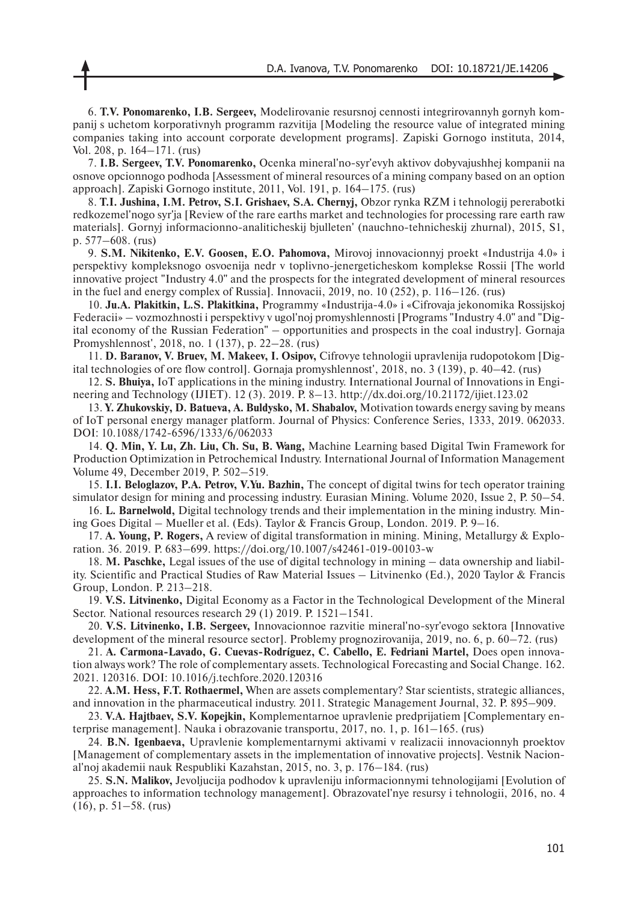6. **T.V. Ponomarenko, I.B. Sergeev,** Modelirovanie resursnoj cennosti integrirovannyh gornyh kompanij s uchetom korporativnyh programm razvitija [Modeling the resource value of integrated mining companies taking into account corporate development programs]. Zapiski Gornogo instituta, 2014, Vol. 208, p. 164–171. (rus)

7. **I.B. Sergeev, T.V. Ponomarenko,** Ocenka mineral'no-syr'evyh aktivov dobyvajushhej kompanii na osnove opcionnogo podhoda [Assessment of mineral resources of a mining company based on an option approach]. Zapiski Gornogo institute, 2011, Vol. 191, p. 164–175. (rus)

8. **T.I. Jushina, I.M. Petrov, S.I. Grishaev, S.A. Chernyj,** Obzor rynka RZM i tehnologij pererabotki redkozemel'nogo syr'ja [Review of the rare earths market and technologies for processing rare earth raw materials]. Gornyj informacionno-analiticheskij bjulleten' (nauchno-tehnicheskij zhurnal), 2015, S1, p. 577–608. (rus)

9. **S.M. Nikitenko, E.V. Goosen, E.O. Pahomova,** Mirovoj innovacionnyj proekt «Industrija 4.0» i perspektivy kompleksnogo osvoenija nedr v toplivno-jenergeticheskom komplekse Rossii [The world innovative project "Industry 4.0" and the prospects for the integrated development of mineral resources in the fuel and energy complex of Russia]. Innovacii, 2019, no. 10 (252), p. 116–126. (rus)

10. **Ju.A. Plakitkin, L.S. Plakitkina,** Programmy «Industrija-4.0» i «Cifrovaja jekonomika Rossijskoj Federacii» – vozmozhnosti i perspektivy v ugol'noj promyshlennosti [Programs "Industry 4.0" and "Digital economy of the Russian Federation" – opportunities and prospects in the coal industry]. Gornaja Promyshlennost', 2018, no. 1 (137), p. 22–28. (rus)

11. **D. Baranov, V. Bruev, M. Makeev, I. Osipov,** Cifrovye tehnologii upravlenija rudopotokom [Digital technologies of ore flow control]. Gornaja promyshlennost', 2018, no. 3 (139), p. 40–42. (rus)

12. **S. Bhuiya,** IoT applications in the mining industry. International Journal of Innovations in Engineering and Technology (IJIET). 12 (3). 2019. P. 8–13. http://dx.doi.org/10.21172/ijiet.123.02

13. **Y. Zhukovskiy, D. Batueva, A. Buldysko, M. Shabalov,** Motivation towards energy saving by means of IoT personal energy manager platform. Journal of Physics: Conference Series, 1333, 2019. 062033. DOI: 10.1088/1742-6596/1333/6/062033

14. **Q. Min, Y. Lu, Zh. Liu, Ch. Su, B. Wang,** Machine Learning based Digital Twin Framework for Production Optimization in Petrochemical Industry. International Journal of Information Management Volume 49, December 2019, P. 502–519.

15. **I.I. Beloglazov, P.A. Petrov, V.Yu. Bazhin,** The concept of digital twins for tech operator training simulator design for mining and processing industry. Eurasian Mining. Volume 2020, Issue 2, P. 50–54.

16. **L. Barnelwold,** Digital technology trends and their implementation in the mining industry. Mining Goes Digital – Mueller et al. (Eds). Taylor & Francis Group, London. 2019. P. 9–16.

17. **A. Young, P. Rogers,** A review of digital transformation in mining. Mining, Metallurgy & Exploration. 36. 2019. P. 683–699. https://doi.org/10.1007/s42461-019-00103-w

18. **M. Paschke,** Legal issues of the use of digital technology in mining – data ownership and liability. Scientific and Practical Studies of Raw Material Issues – Litvinenko (Ed.), 2020 Taylor & Francis Group, London. P. 213–218.

19. **V.S. Litvinenko,** Digital Economy as a Factor in the Technological Development of the Mineral Sector. National resources research 29 (1) 2019. P. 1521–1541.

20. **V.S. Litvinenko, I.B. Sergeev,** Innovacionnoe razvitie mineral'no-syr'evogo sektora [Innovative development of the mineral resource sector]. Problemy prognozirovanija, 2019, no. 6, p. 60–72. (rus)

21. **A. Carmona-Lavado, G. Cuevas-Rodríguez, C. Cabello, E. Fedriani Martel,** Does open innovation always work? The role of complementary assets. Technological Forecasting and Social Change. 162. 2021. 120316. DOI: 10.1016/j.techfore.2020.120316

22. **A.M. Hess, F.T. Rothaermel,** When are assets complementary? Star scientists, strategic alliances, and innovation in the pharmaceutical industry. 2011. Strategic Management Journal, 32. P. 895–909.

23. **V.A. Hajtbaev, S.V. Kopejkin,** Komplementarnoe upravlenie predprijatiem [Complementary enterprise management]. Nauka i obrazovanie transportu, 2017, no. 1, p. 161–165. (rus)

24. **B.N. Igenbaeva,** Upravlenie komplementarnymi aktivami v realizacii innovacionnyh proektov [Management of complementary assets in the implementation of innovative projects]. Vestnik Nacional'noj akademii nauk Respubliki Kazahstan, 2015, no. 3, p. 176–184. (rus)

25. **S.N. Malikov,** Jevoljucija podhodov k upravleniju informacionnymi tehnologijami [Evolution of approaches to information technology management]. Obrazovatel'nye resursy i tehnologii, 2016, no. 4 (16), p. 51–58. (rus)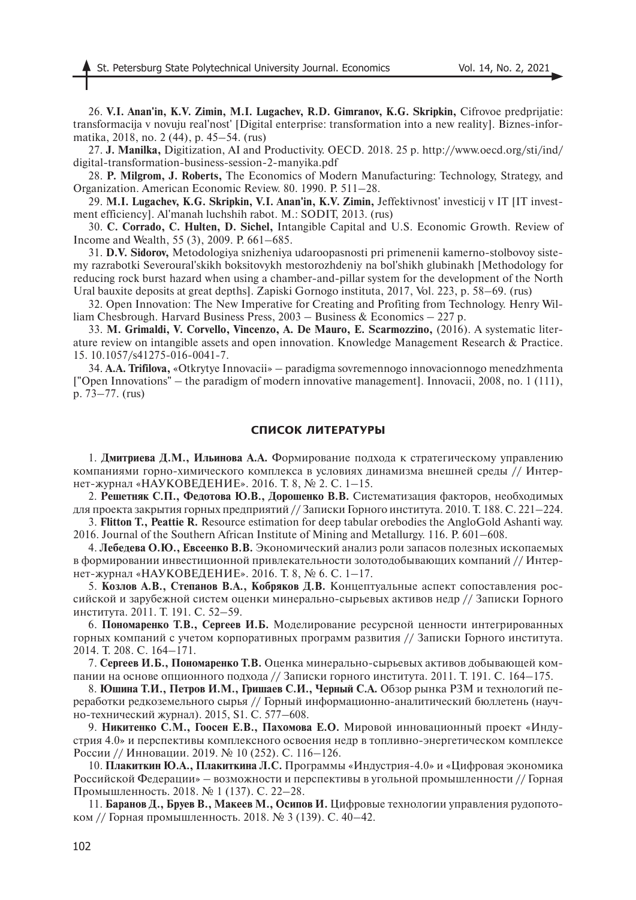26. **V.I. Anan'in, K.V. Zimin, M.I. Lugachev, R.D. Gimranov, K.G. Skripkin,** Cifrovoe predprijatie: transformacija v novuju real'nost' [Digital enterprise: transformation into a new reality]. Biznes-informatika, 2018, no. 2 (44), p. 45–54. (rus)

27. **J. Manilka,** Digitization, AI and Productivity. OECD. 2018. 25 p. http://www.oecd.org/sti/ind/digital-transformation-business-session-2-manyika.pdf

28. **P. Milgrom, J. Roberts,** The Economics of Modern Manufacturing: Technology, Strategy, and Organization. American Economic Review. 80. 1990. P. 511–28.

29. **M.I. Lugachev, K.G. Skripkin, V.I. Anan'in, K.V. Zimin,** Jeffektivnost' investicij v IT [IT investment efficiency]. Al'manah luchshih rabot. M.: SODIT, 2013. (rus)

30. **C. Corrado, C. Hulten, D. Sichel,** Intangible Capital and U.S. Economic Growth. Review of Income and Wealth, 55 (3), 2009. P. 661–685.

31. **D.V. Sidorov,** Metodologiya snizheniya udaroopasnosti pri primenenii kamerno-stolbovoy sistemy razrabotki Severoural'skikh boksitovykh mestorozhdeniy na bol'shikh glubinakh [Methodology for reducing rock burst hazard when using a chamber-and-pillar system for the development of the North Ural bauxite deposits at great depths]. Zapiski Gornogo instituta, 2017, Vol. 223, p. 58–69. (rus)

32. Open Innovation: The New Imperative for Creating and Profiting from Technology. Henry William Chesbrough. Harvard Business Press, 2003 – Business & Economics – 227 p.

33. **M. Grimaldi, V. Corvello, Vincenzo, A. De Mauro, E. Scarmozzino,** (2016). A systematic literature review on intangible assets and open innovation. Knowledge Management Research & Practice. 15. 10.1057/s41275-016-0041-7.

34. **A.A. Trifilova,** «Otkrytye Innovacii» – paradigma sovremennogo innovacionnogo menedzhmenta ["Open Innovations" – the paradigm of modern innovative management]. Innovacii, 2008, no. 1 (111), p. 73–77. (rus)

## СПИСОК ЛИТЕРАТУРЫ

1. **Дмитриева Д.М., Ильинова А.А.** Формирование подхода к стратегическому управлению компаниями горно-химического комплекса в условиях динамизма внешней среды // Интернет-журнал «НАУКОВЕДЕНИЕ». 2016. Т. 8, № 2. С. 1–15.

2. **Решетняк С.П., Федотова Ю.В., Дорошенко В.В.** Систематизация факторов, необходимых для проекта закрытия горных предприятий // Записки Горного института. 2010. Т. 188. С. 221–224.

3. **Flitton T., Peattie R.** Resource estimation for deep tabular orebodies the AngloGold Ashanti way. 2016. Journal of the Southern African Institute of Mining and Metallurgy. 116. P. 601–608.

4. **Лебедева О.Ю., Евсеенко В.В.** Экономический анализ роли запасов полезных ископаемых в формировании инвестиционной привлекательности золотодобывающих компаний // Интернет-журнал «НАУКОВЕДЕНИЕ». 2016. Т. 8, № 6. С. 1–17.

5. **Козлов А.В., Степанов В.А., Кобряков Д.В.** Концептуальные аспект сопоставления российской и зарубежной систем оценки минерально-сырьевых активов недр // Записки Горного института. 2011. Т. 191. С. 52–59.

6. **Пономаренко Т.В., Сергеев И.Б.** Моделирование ресурсной ценности интегрированных горных компаний с учетом корпоративных программ развития // Записки Горного института. 2014. Т. 208. С. 164–171.

7. **Сергеев И.Б., Пономаренко Т.В.** Оценка минерально-сырьевых активов добывающей компании на основе опционного подхода // Записки горного института. 2011. Т. 191. С. 164–175.

8. **Юшина Т.И., Петров И.М., Гришаев С.И., Черный С.А.** Обзор рынка РЗМ и технологий переработки редкоземельного сырья // Горный информационно-аналитический бюллетень (научно-технический журнал). 2015, S1. С. 577–608.

9. **Никитенко С.М., Гоосен Е.В., Пахомова Е.О.** Мировой инновационный проект «Индустрия 4.0» и перспективы комплексного освоения недр в топливно-энергетическом комплексе России // Инновации. 2019. № 10 (252). С. 116–126.

10. **Плакиткин Ю.А., Плакиткина Л.С.** Программы «Индустрия-4.0» и «Цифровая экономика Российской Федерации» – возможности и перспективы в угольной промышленности // Горная Промышленность. 2018. № 1 (137). С. 22–28.

11. **Баранов Д., Бруев В., Макеев М., Осипов И.** Цифровые технологии управления рудопотоком // Горная промышленность. 2018. № 3 (139). С. 40–42.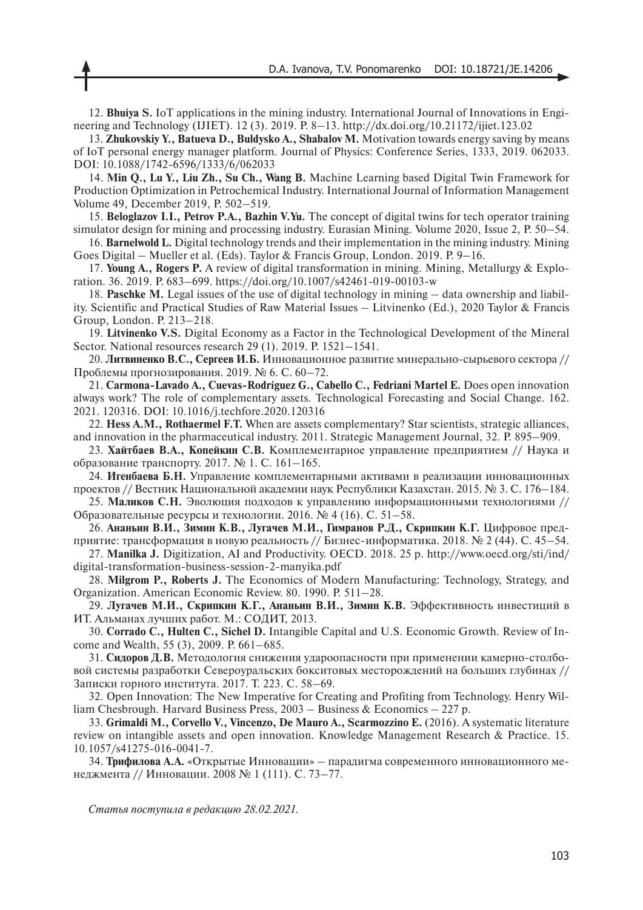12. **Bhuiya S.** IoT applications in the mining industry. International Journal of Innovations in Engineering and Technology (IJIET). 12 (3). 2019. P. 8–13. http://dx.doi.org/10.21172/ijiet.123.02

13. **Zhukovskiy Y., Batueva D., Buldysko A., Shabalov M.** Motivation towards energy saving by means of IoT personal energy manager platform. Journal of Physics: Conference Series, 1333, 2019. 062033. DOI: 10.1088/1742-6596/1333/6/062033

14. **Min Q., Lu Y., Liu Zh., Su Ch., Wang B.** Machine Learning based Digital Twin Framework for Production Optimization in Petrochemical Industry. International Journal of Information Management Volume 49, December 2019, P. 502–519.

15. **Beloglazov I.I., Petrov P.A., Bazhin V.Yu.** The concept of digital twins for tech operator training simulator design for mining and processing industry. Eurasian Mining. Volume 2020, Issue 2, P. 50–54.

16. **Barnelwold L.** Digital technology trends and their implementation in the mining industry. Mining Goes Digital – Mueller et al. (Eds). Taylor & Francis Group, London. 2019. P. 9–16.

17. **Young A., Rogers P.** A review of digital transformation in mining. Mining, Metallurgy & Exploration. 36. 2019. P. 683–699. https://doi.org/10.1007/s42461-019-00103-w

18. **Paschke M.** Legal issues of the use of digital technology in mining – data ownership and liability. Scientific and Practical Studies of Raw Material Issues – Litvinenko (Ed.), 2020 Taylor & Francis Group, London. P. 213–218.

19. **Litvinenko V.S.** Digital Economy as a Factor in the Technological Development of the Mineral Sector. National resources research 29 (1). 2019. P. 1521–1541.

20. **Литвиненко В.С., Сергеев И.Б.** Инновационное развитие минерально-сырьевого сектора // Проблемы прогнозирования. 2019. № 6. С. 60–72.

21. **Carmona-Lavado A., Cuevas-Rodríguez G., Cabello C., Fedriani Martel E.** Does open innovation always work? The role of complementary assets. Technological Forecasting and Social Change. 162. 2021. 120316. DOI: 10.1016/j.techfore.2020.120316

22. **Hess A.M., Rothaermel F.T.** When are assets complementary? Star scientists, strategic alliances, and innovation in the pharmaceutical industry. 2011. Strategic Management Journal, 32. P. 895–909.

23. **Хайтбаев В.А., Копейкин С.В.** Комплементарное управление предприятием // Наука и образование транспорту. 2017. № 1. С. 161–165.

24. **Игенбаева Б.Н.** Управление комплементарными активами в реализации инновационных проектов // Вестник Национальной академии наук Республики Казахстан. 2015. № 3. С. 176–184.

25. **Маликов С.Н.** Эволюция подходов к управлению информационными технологиями // Образовательные ресурсы и технологии. 2016. № 4 (16). С. 51–58.

26. **Ананьин В.И., Зимин К.В., Лугачев М.И., Гимранов Р.Д., Скрипкин К.Г.** Цифровое предприятие: трансформация в новую реальность // Бизнес-информатика. 2018. № 2 (44). С. 45–54.

27. **Manilka J.** Digitization, AI and Productivity. OECD. 2018. 25 p. http://www.oecd.org/sti/ind/digital-transformation-business-session-2-manyika.pdf

28. **Milgrom P., Roberts J.** The Economics of Modern Manufacturing: Technology, Strategy, and Organization. American Economic Review. 80. 1990. P. 511–28.

29. **Лугачев М.И., Скрипкин К.Г., Ананьин В.И., Зимин К.В.** Эффективность инвестиций в ИТ. Альманах лучших работ. М.: СОДИТ, 2013.

30. **Corrado C., Hulten C., Sichel D.** Intangible Capital and U.S. Economic Growth. Review of Income and Wealth, 55 (3), 2009. P. 661–685.

31. **Сидоров Д.В.** Методология снижения удароопасности при применении камерно-столбовой системы разработки Североуральских бокситовых месторождений на больших глубинах // Записки горного института. 2017. Т. 223. С. 58–69.

32. Open Innovation: The New Imperative for Creating and Profiting from Technology. Henry William Chesbrough. Harvard Business Press, 2003 – Business & Economics – 227 p.

33. **Grimaldi M., Corvello V., Vincenzo, De Mauro A., Scarmozzino E.** (2016). A systematic literature review on intangible assets and open innovation. Knowledge Management Research & Practice. 15. 10.1057/s41275-016-0041-7.

34. **Трифилова А.А.** «Открытые Инновации» – парадигма современного инновационного менеджмента // Инновации. 2008 № 1 (111). С. 73–77.

*Статья поступила в редакцию 28.02.2021.*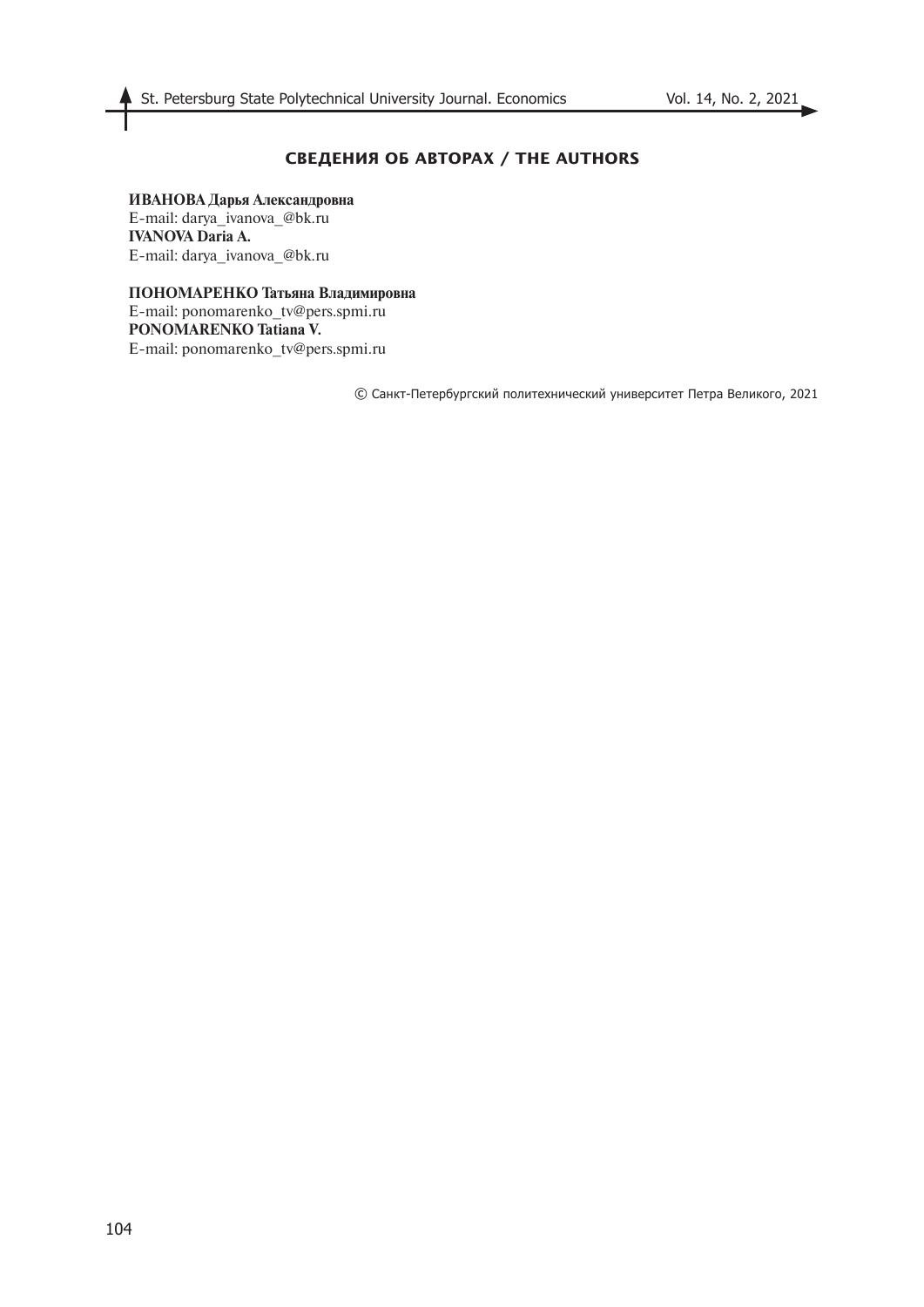## СВЕДЕНИЯ ОБ АВТОРАХ / THE AUTHORS

**ИВАНОВА Дарья Александровна**
E-mail: darya_ivanova_@bk.ru
**IVANOVA Daria A.**
E-mail: darya_ivanova_@bk.ru

**ПОНОМАРЕНКО Татьяна Владимировна**
E-mail: ponomarenko_tv@pers.spmi.ru
**PONOMARENKO Tatiana V.**
E-mail: ponomarenko_tv@pers.spmi.ru

© Санкт-Петербургский политехнический университет Петра Великого, 2021